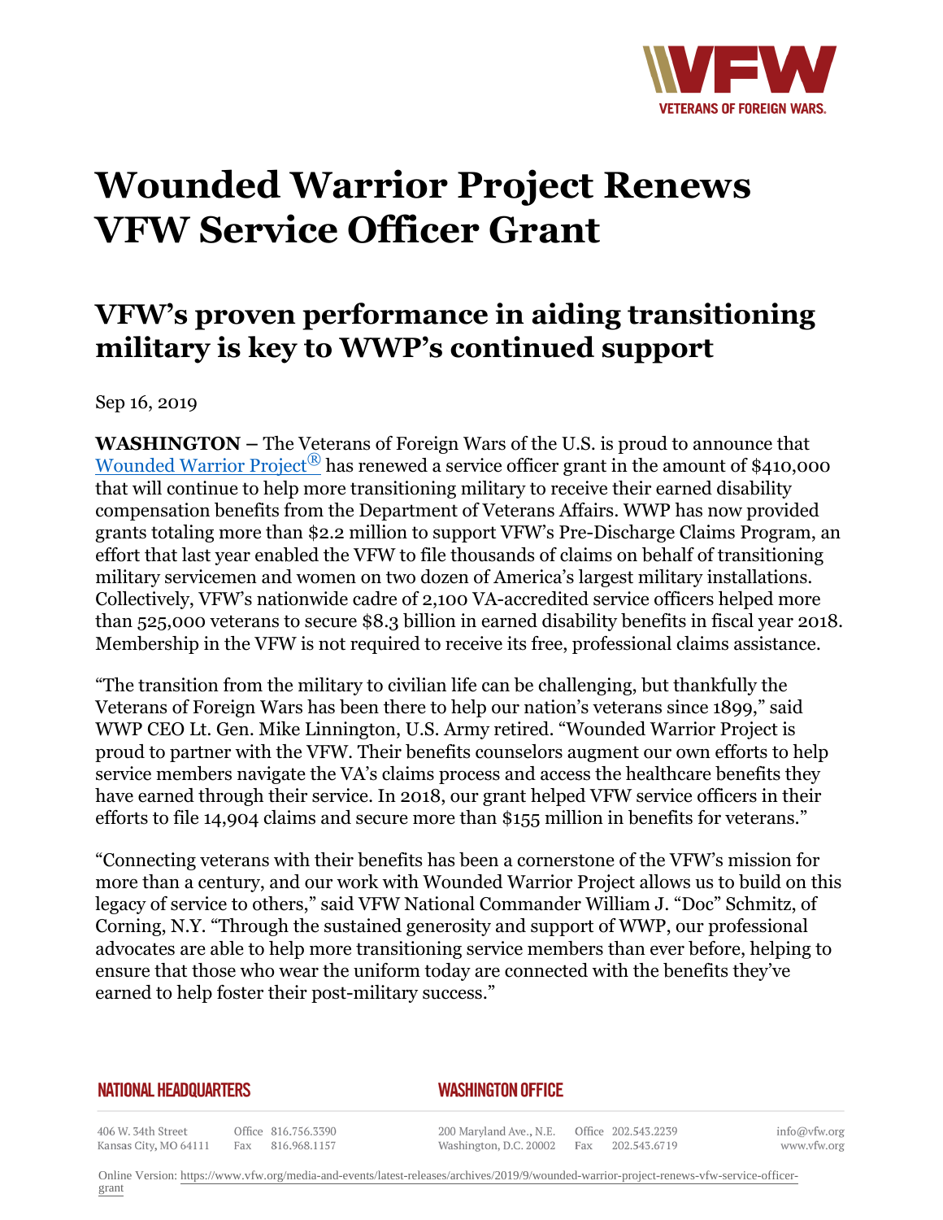# Wounded Warrior Project Renews VFW Service Officer Grant

## VFW's proven performance in aiding transitioning military is key to WWP's continued support

Sep 16, 2019

**WASHINGTON –** The Veterans of Foreign Wars of the U.S. is proud to announce that Wounded Warrior Project® has renewed a service officer grant in the amount of $410,000 that will continue to help more transitioning military to receive their earned disability compensation benefits from the Department of Veterans Affairs. WWP has now provided grants totaling more than $2.2 million to support VFW's Pre-Discharge Claims Program, an effort that last year enabled the VFW to file thousands of claims on behalf of transitioning military servicemen and women on two dozen of America's largest military installations. Collectively, VFW's nationwide cadre of 2,100 VA-accredited service officers helped more than 525,000 veterans to secure $8.3 billion in earned disability benefits in fiscal year 2018. Membership in the VFW is not required to receive its free, professional claims assistance.

"The transition from the military to civilian life can be challenging, but thankfully the Veterans of Foreign Wars has been there to help our nation's veterans since 1899," said WWP CEO Lt. Gen. Mike Linnington, U.S. Army retired. "Wounded Warrior Project is proud to partner with the VFW. Their benefits counselors augment our own efforts to help service members navigate the VA's claims process and access the healthcare benefits they have earned through their service. In 2018, our grant helped VFW service officers in their efforts to file 14,904 claims and secure more than $155 million in benefits for veterans."

"Connecting veterans with their benefits has been a cornerstone of the VFW's mission for more than a century, and our work with Wounded Warrior Project allows us to build on this legacy of service to others," said VFW National Commander William J. "Doc" Schmitz, of Corning, N.Y. "Through the sustained generosity and support of WWP, our professional advocates are able to help more transitioning service members than ever before, helping to ensure that those who wear the uniform today are connected with the benefits they've earned to help foster their post-military success."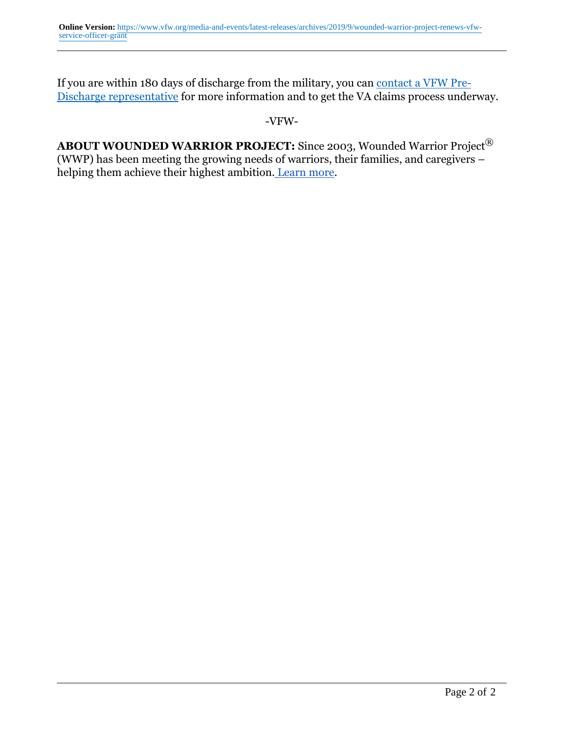If you are within 180 days of discharge from the military, you can [contact a VFW Pre-Discharge representative]() for more information and to get the VA claims process underway.

-VFW-

**ABOUT WOUNDED WARRIOR PROJECT:** Since 2003, Wounded Warrior Project® (WWP) has been meeting the growing needs of warriors, their families, and caregivers – helping them achieve their highest ambition. [Learn more]().